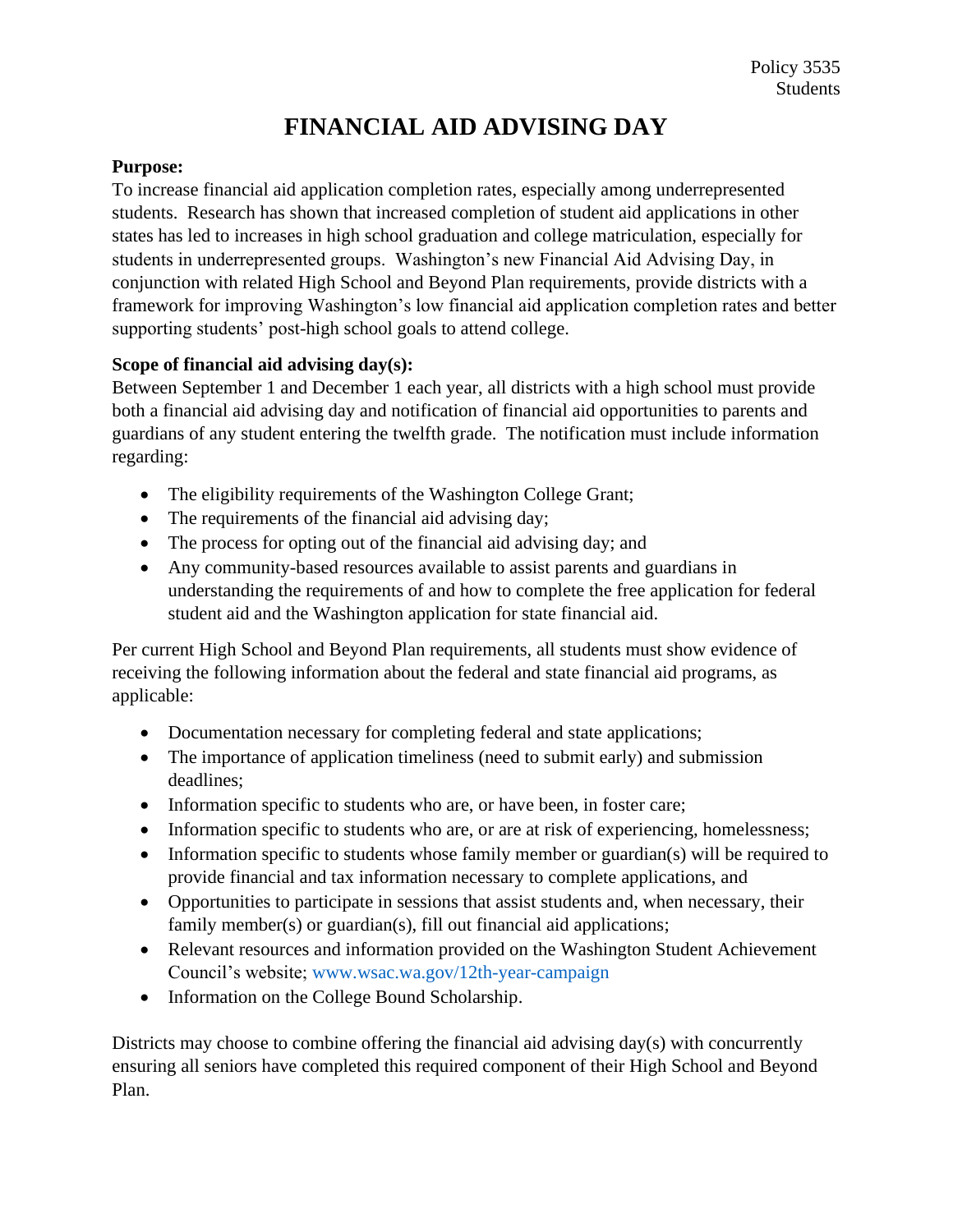Policy 3535
Students

# FINANCIAL AID ADVISING DAY

**Purpose:**
To increase financial aid application completion rates, especially among underrepresented students. Research has shown that increased completion of student aid applications in other states has led to increases in high school graduation and college matriculation, especially for students in underrepresented groups. Washington's new Financial Aid Advising Day, in conjunction with related High School and Beyond Plan requirements, provide districts with a framework for improving Washington's low financial aid application completion rates and better supporting students' post-high school goals to attend college.

**Scope of financial aid advising day(s):**
Between September 1 and December 1 each year, all districts with a high school must provide both a financial aid advising day and notification of financial aid opportunities to parents and guardians of any student entering the twelfth grade. The notification must include information regarding:

- The eligibility requirements of the Washington College Grant;
- The requirements of the financial aid advising day;
- The process for opting out of the financial aid advising day; and
- Any community-based resources available to assist parents and guardians in understanding the requirements of and how to complete the free application for federal student aid and the Washington application for state financial aid.

Per current High School and Beyond Plan requirements, all students must show evidence of receiving the following information about the federal and state financial aid programs, as applicable:

- Documentation necessary for completing federal and state applications;
- The importance of application timeliness (need to submit early) and submission deadlines;
- Information specific to students who are, or have been, in foster care;
- Information specific to students who are, or are at risk of experiencing, homelessness;
- Information specific to students whose family member or guardian(s) will be required to provide financial and tax information necessary to complete applications, and
- Opportunities to participate in sessions that assist students and, when necessary, their family member(s) or guardian(s), fill out financial aid applications;
- Relevant resources and information provided on the Washington Student Achievement Council's website; www.wsac.wa.gov/12th-year-campaign
- Information on the College Bound Scholarship.

Districts may choose to combine offering the financial aid advising day(s) with concurrently ensuring all seniors have completed this required component of their High School and Beyond Plan.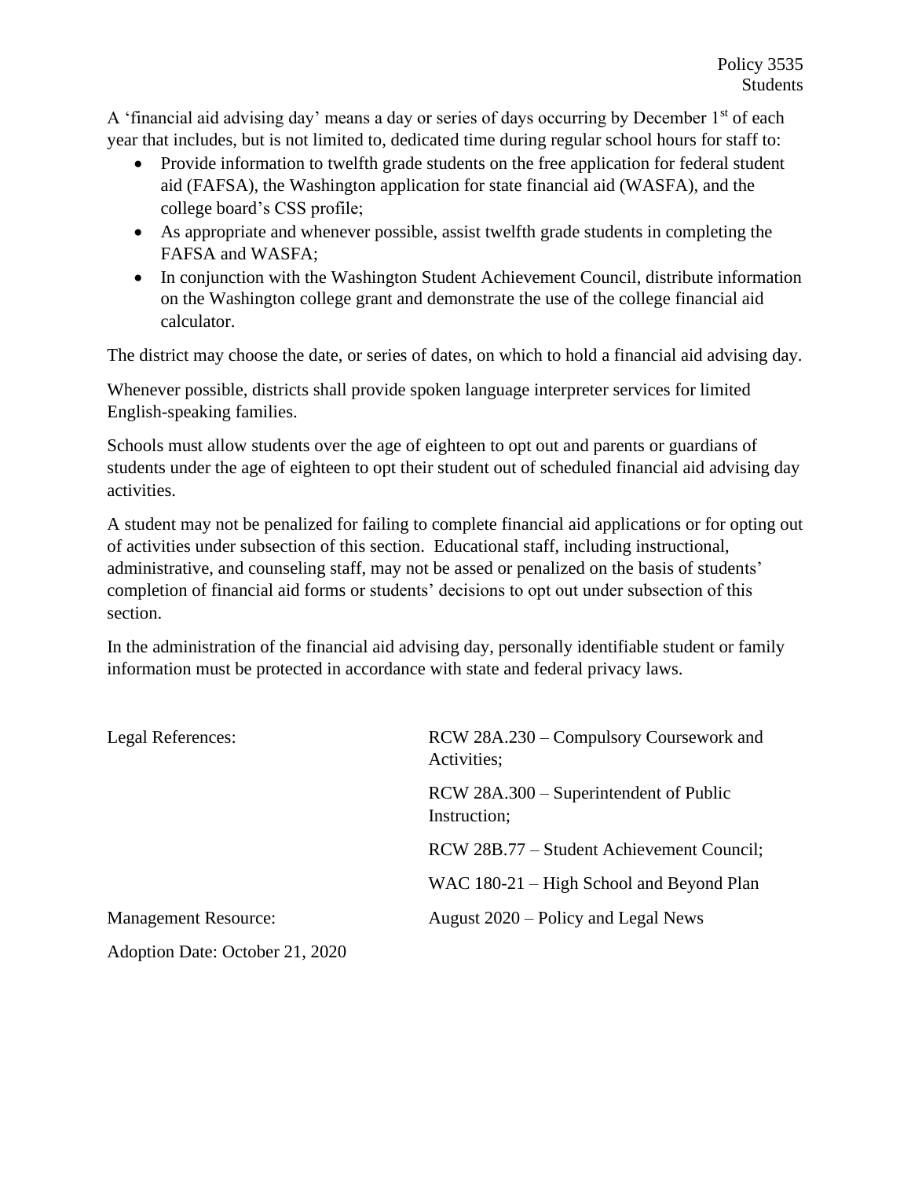A 'financial aid advising day' means a day or series of days occurring by December 1st of each year that includes, but is not limited to, dedicated time during regular school hours for staff to:

- Provide information to twelfth grade students on the free application for federal student aid (FAFSA), the Washington application for state financial aid (WASFA), and the college board's CSS profile;
- As appropriate and whenever possible, assist twelfth grade students in completing the FAFSA and WASFA;
- In conjunction with the Washington Student Achievement Council, distribute information on the Washington college grant and demonstrate the use of the college financial aid calculator.

The district may choose the date, or series of dates, on which to hold a financial aid advising day.

Whenever possible, districts shall provide spoken language interpreter services for limited English-speaking families.

Schools must allow students over the age of eighteen to opt out and parents or guardians of students under the age of eighteen to opt their student out of scheduled financial aid advising day activities.

A student may not be penalized for failing to complete financial aid applications or for opting out of activities under subsection of this section. Educational staff, including instructional, administrative, and counseling staff, may not be assed or penalized on the basis of students' completion of financial aid forms or students' decisions to opt out under subsection of this section.

In the administration of the financial aid advising day, personally identifiable student or family information must be protected in accordance with state and federal privacy laws.

| | |
|---|---|
| Legal References: | RCW 28A.230 – Compulsory Coursework and Activities; |
| | RCW 28A.300 – Superintendent of Public Instruction; |
| | RCW 28B.77 – Student Achievement Council; |
| | WAC 180-21 – High School and Beyond Plan |
| Management Resource: | August 2020 – Policy and Legal News |

Adoption Date: October 21, 2020